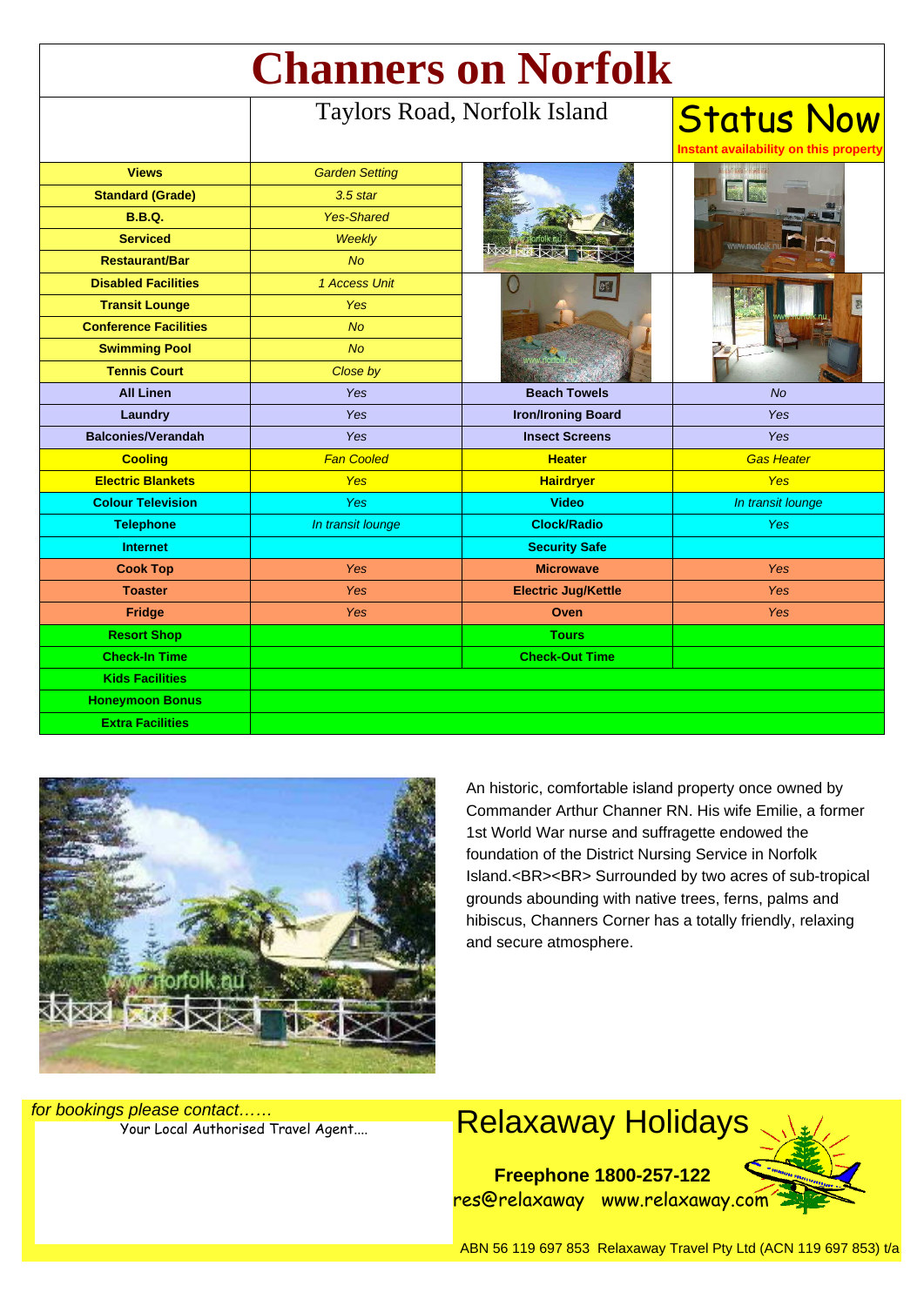# Channers on Norfolk

Taylors Road, Norfolk Island

**Status Now**

Instant availability on this property

| | | | |
|---|---|---|---|
| **Views** | *Garden Setting* | | |
| **Standard (Grade)** | *3.5 star* | | |
| **B.B.Q.** | *Yes-Shared* | | |
| **Serviced** | *Weekly* | | |
| **Restaurant/Bar** | *No* | | |
| **Disabled Facilities** | *1 Access Unit* | | |
| **Transit Lounge** | *Yes* | | |
| **Conference Facilities** | *No* | | |
| **Swimming Pool** | *No* | | |
| **Tennis Court** | *Close by* | | |
| **All Linen** | *Yes* | **Beach Towels** | *No* |
| **Laundry** | *Yes* | **Iron/Ironing Board** | *Yes* |
| **Balconies/Verandah** | *Yes* | **Insect Screens** | *Yes* |
| **Cooling** | *Fan Cooled* | **Heater** | *Gas Heater* |
| **Electric Blankets** | *Yes* | **Hairdryer** | *Yes* |
| **Colour Television** | *Yes* | **Video** | *In transit lounge* |
| **Telephone** | *In transit lounge* | **Clock/Radio** | *Yes* |
| **Internet** | | **Security Safe** | |
| **Cook Top** | *Yes* | **Microwave** | *Yes* |
| **Toaster** | *Yes* | **Electric Jug/Kettle** | *Yes* |
| **Fridge** | *Yes* | **Oven** | *Yes* |
| **Resort Shop** | | **Tours** | |
| **Check-In Time** | | **Check-Out Time** | |
| **Kids Facilities** | | | |
| **Honeymoon Bonus** | | | |
| **Extra Facilities** | | | |

An historic, comfortable island property once owned by Commander Arthur Channer RN. His wife Emilie, a former 1st World War nurse and suffragette endowed the foundation of the District Nursing Service in Norfolk Island.<BR><BR> Surrounded by two acres of sub-tropical grounds abounding with native trees, ferns, palms and hibiscus, Channers Corner has a totally friendly, relaxing and secure atmosphere.

*for bookings please contact……*

Your Local Authorised Travel Agent….

## Relaxaway Holidays

**Freephone 1800-257-122**

res@relaxaway www.relaxaway.com

ABN 56 119 697 853 Relaxaway Travel Pty Ltd (ACN 119 697 853) t/a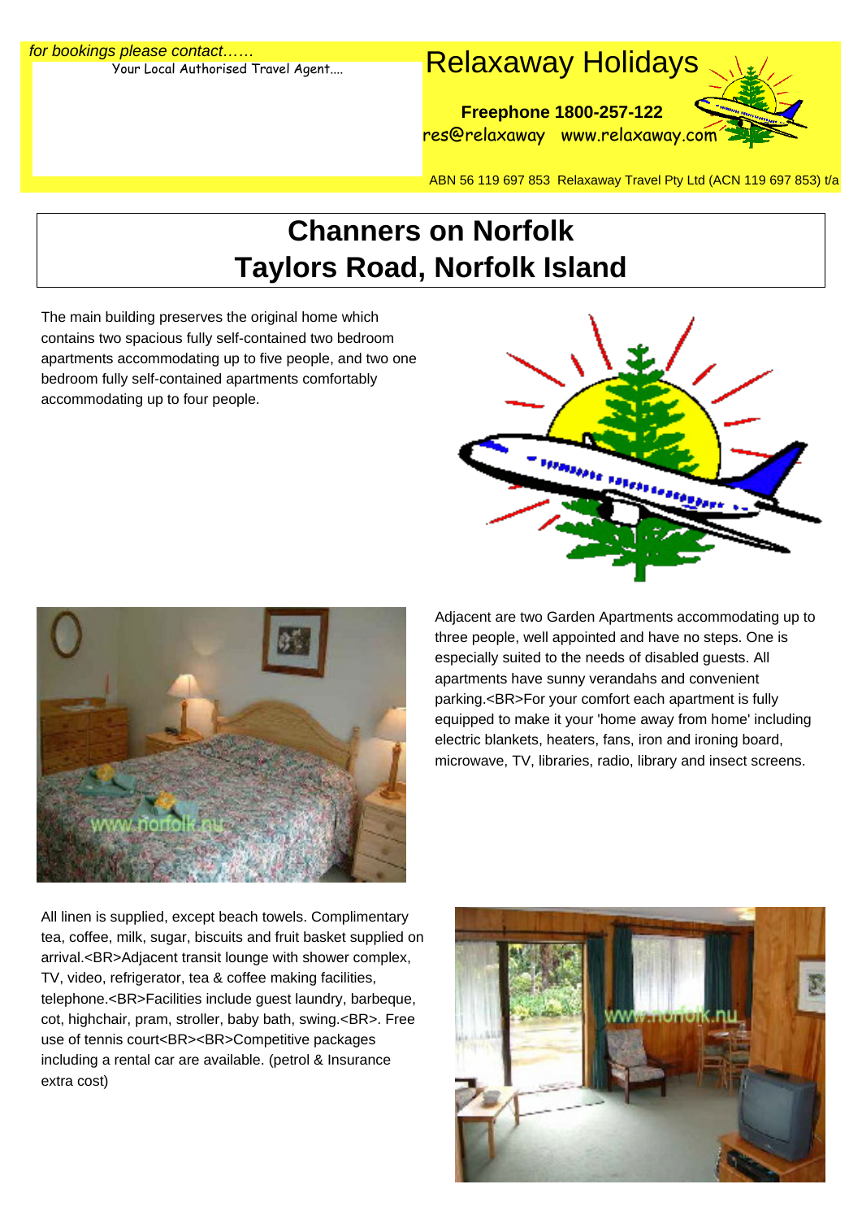*for bookings please contact……*

Your Local Authorised Travel Agent....

Relaxaway Holidays

**Freephone 1800-257-122**

res@relaxaway www.relaxaway.com

ABN 56 119 697 853 Relaxaway Travel Pty Ltd (ACN 119 697 853) t/a

# Channers on Norfolk
# Taylors Road, Norfolk Island

The main building preserves the original home which contains two spacious fully self-contained two bedroom apartments accommodating up to five people, and two one bedroom fully self-contained apartments comfortably accommodating up to four people.

Adjacent are two Garden Apartments accommodating up to three people, well appointed and have no steps. One is especially suited to the needs of disabled guests. All apartments have sunny verandahs and convenient parking.<BR>For your comfort each apartment is fully equipped to make it your 'home away from home' including electric blankets, heaters, fans, iron and ironing board, microwave, TV, libraries, radio, library and insect screens.

All linen is supplied, except beach towels. Complimentary tea, coffee, milk, sugar, biscuits and fruit basket supplied on arrival.<BR>Adjacent transit lounge with shower complex, TV, video, refrigerator, tea & coffee making facilities, telephone.<BR>Facilities include guest laundry, barbeque, cot, highchair, pram, stroller, baby bath, swing.<BR>. Free use of tennis court<BR><BR>Competitive packages including a rental car are available. (petrol & Insurance extra cost)